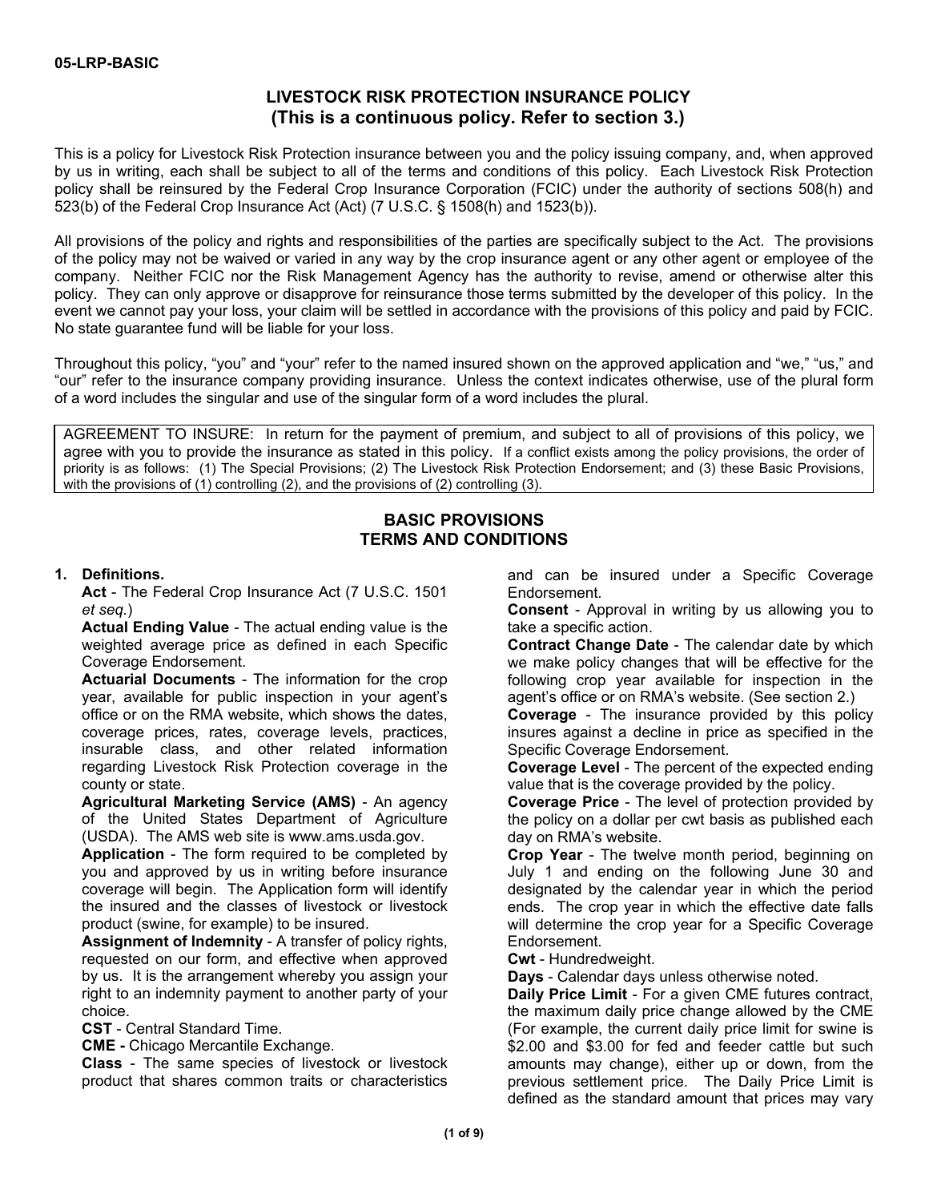**05-LRP-BASIC**

# LIVESTOCK RISK PROTECTION INSURANCE POLICY
## (This is a continuous policy. Refer to section 3.)

This is a policy for Livestock Risk Protection insurance between you and the policy issuing company, and, when approved by us in writing, each shall be subject to all of the terms and conditions of this policy. Each Livestock Risk Protection policy shall be reinsured by the Federal Crop Insurance Corporation (FCIC) under the authority of sections 508(h) and 523(b) of the Federal Crop Insurance Act (Act) (7 U.S.C. § 1508(h) and 1523(b)).

All provisions of the policy and rights and responsibilities of the parties are specifically subject to the Act. The provisions of the policy may not be waived or varied in any way by the crop insurance agent or any other agent or employee of the company. Neither FCIC nor the Risk Management Agency has the authority to revise, amend or otherwise alter this policy. They can only approve or disapprove for reinsurance those terms submitted by the developer of this policy. In the event we cannot pay your loss, your claim will be settled in accordance with the provisions of this policy and paid by FCIC. No state guarantee fund will be liable for your loss.

Throughout this policy, "you" and "your" refer to the named insured shown on the approved application and "we," "us," and "our" refer to the insurance company providing insurance. Unless the context indicates otherwise, use of the plural form of a word includes the singular and use of the singular form of a word includes the plural.

AGREEMENT TO INSURE: In return for the payment of premium, and subject to all of provisions of this policy, we agree with you to provide the insurance as stated in this policy. If a conflict exists among the policy provisions, the order of priority is as follows: (1) The Special Provisions; (2) The Livestock Risk Protection Endorsement; and (3) these Basic Provisions, with the provisions of (1) controlling (2), and the provisions of (2) controlling (3).

## BASIC PROVISIONS
## TERMS AND CONDITIONS

**1. Definitions.**

**Act** - The Federal Crop Insurance Act (7 U.S.C. 1501 *et seq.*)

**Actual Ending Value** - The actual ending value is the weighted average price as defined in each Specific Coverage Endorsement.

**Actuarial Documents** - The information for the crop year, available for public inspection in your agent's office or on the RMA website, which shows the dates, coverage prices, rates, coverage levels, practices, insurable class, and other related information regarding Livestock Risk Protection coverage in the county or state.

**Agricultural Marketing Service (AMS)** - An agency of the United States Department of Agriculture (USDA). The AMS web site is www.ams.usda.gov.

**Application** - The form required to be completed by you and approved by us in writing before insurance coverage will begin. The Application form will identify the insured and the classes of livestock or livestock product (swine, for example) to be insured.

**Assignment of Indemnity** - A transfer of policy rights, requested on our form, and effective when approved by us. It is the arrangement whereby you assign your right to an indemnity payment to another party of your choice.

**CST** - Central Standard Time.

**CME -** Chicago Mercantile Exchange.

**Class** - The same species of livestock or livestock product that shares common traits or characteristics and can be insured under a Specific Coverage Endorsement.

**Consent** - Approval in writing by us allowing you to take a specific action.

**Contract Change Date** - The calendar date by which we make policy changes that will be effective for the following crop year available for inspection in the agent's office or on RMA's website. (See section 2.)

**Coverage** - The insurance provided by this policy insures against a decline in price as specified in the Specific Coverage Endorsement.

**Coverage Level** - The percent of the expected ending value that is the coverage provided by the policy.

**Coverage Price** - The level of protection provided by the policy on a dollar per cwt basis as published each day on RMA's website.

**Crop Year** - The twelve month period, beginning on July 1 and ending on the following June 30 and designated by the calendar year in which the period ends. The crop year in which the effective date falls will determine the crop year for a Specific Coverage Endorsement.

**Cwt** - Hundredweight.

**Days** - Calendar days unless otherwise noted.

**Daily Price Limit** - For a given CME futures contract, the maximum daily price change allowed by the CME (For example, the current daily price limit for swine is \$2.00 and \$3.00 for fed and feeder cattle but such amounts may change), either up or down, from the previous settlement price. The Daily Price Limit is defined as the standard amount that prices may vary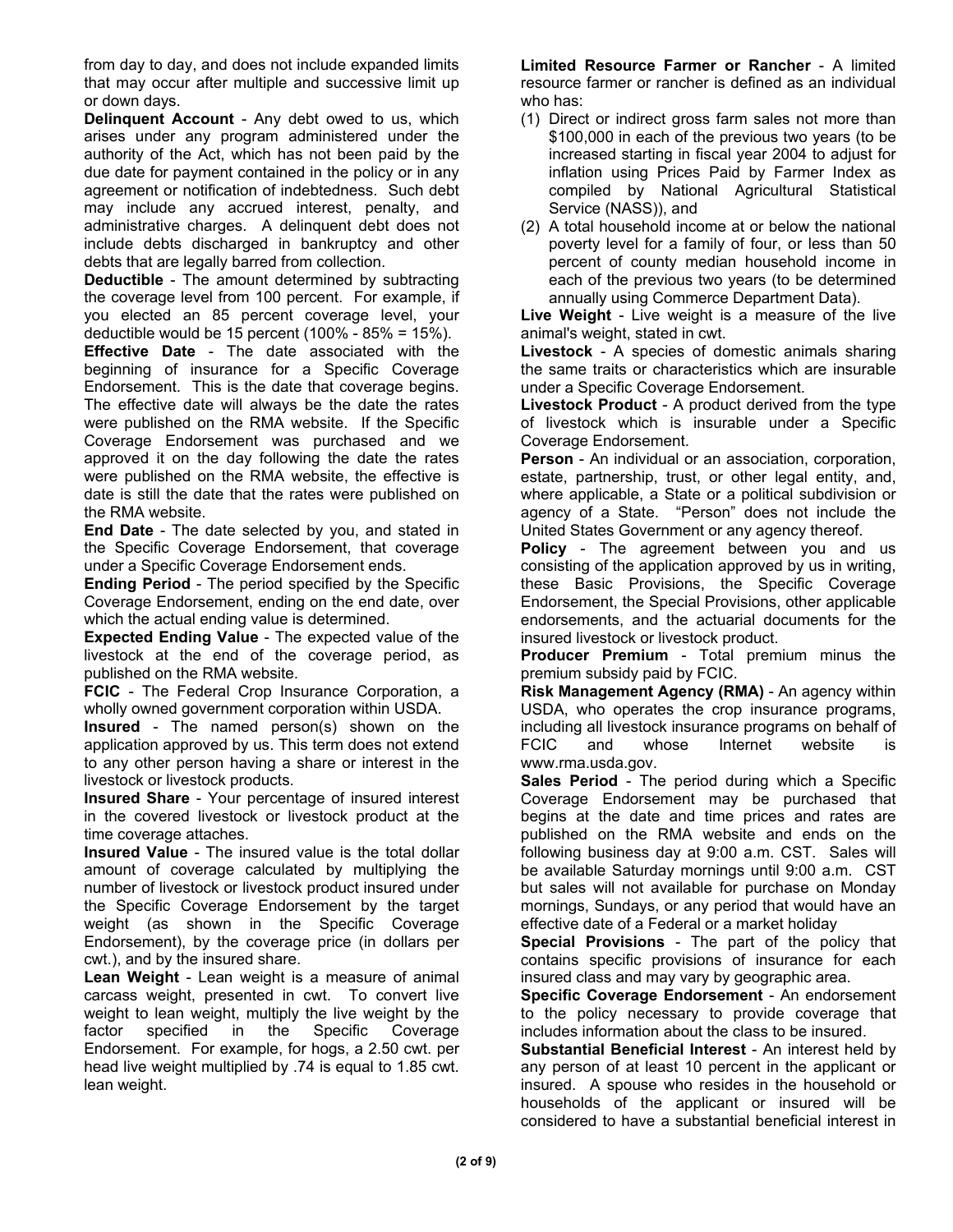from day to day, and does not include expanded limits that may occur after multiple and successive limit up or down days.

**Delinquent Account** - Any debt owed to us, which arises under any program administered under the authority of the Act, which has not been paid by the due date for payment contained in the policy or in any agreement or notification of indebtedness. Such debt may include any accrued interest, penalty, and administrative charges. A delinquent debt does not include debts discharged in bankruptcy and other debts that are legally barred from collection.

**Deductible** - The amount determined by subtracting the coverage level from 100 percent. For example, if you elected an 85 percent coverage level, your deductible would be 15 percent (100% - 85% = 15%).

**Effective Date** - The date associated with the beginning of insurance for a Specific Coverage Endorsement. This is the date that coverage begins. The effective date will always be the date the rates were published on the RMA website. If the Specific Coverage Endorsement was purchased and we approved it on the day following the date the rates were published on the RMA website, the effective is date is still the date that the rates were published on the RMA website.

**End Date** - The date selected by you, and stated in the Specific Coverage Endorsement, that coverage under a Specific Coverage Endorsement ends.

**Ending Period** - The period specified by the Specific Coverage Endorsement, ending on the end date, over which the actual ending value is determined.

**Expected Ending Value** - The expected value of the livestock at the end of the coverage period, as published on the RMA website.

**FCIC** - The Federal Crop Insurance Corporation, a wholly owned government corporation within USDA.

**Insured** - The named person(s) shown on the application approved by us. This term does not extend to any other person having a share or interest in the livestock or livestock products.

**Insured Share** - Your percentage of insured interest in the covered livestock or livestock product at the time coverage attaches.

**Insured Value** - The insured value is the total dollar amount of coverage calculated by multiplying the number of livestock or livestock product insured under the Specific Coverage Endorsement by the target weight (as shown in the Specific Coverage Endorsement), by the coverage price (in dollars per cwt.), and by the insured share.

**Lean Weight** - Lean weight is a measure of animal carcass weight, presented in cwt. To convert live weight to lean weight, multiply the live weight by the factor specified in the Specific Coverage Endorsement. For example, for hogs, a 2.50 cwt. per head live weight multiplied by .74 is equal to 1.85 cwt. lean weight.

**Limited Resource Farmer or Rancher** - A limited resource farmer or rancher is defined as an individual who has:

(1) Direct or indirect gross farm sales not more than $100,000 in each of the previous two years (to be increased starting in fiscal year 2004 to adjust for inflation using Prices Paid by Farmer Index as compiled by National Agricultural Statistical Service (NASS)), and

(2) A total household income at or below the national poverty level for a family of four, or less than 50 percent of county median household income in each of the previous two years (to be determined annually using Commerce Department Data).

**Live Weight** - Live weight is a measure of the live animal's weight, stated in cwt.

**Livestock** - A species of domestic animals sharing the same traits or characteristics which are insurable under a Specific Coverage Endorsement.

**Livestock Product** - A product derived from the type of livestock which is insurable under a Specific Coverage Endorsement.

**Person** - An individual or an association, corporation, estate, partnership, trust, or other legal entity, and, where applicable, a State or a political subdivision or agency of a State. "Person" does not include the United States Government or any agency thereof.

**Policy** - The agreement between you and us consisting of the application approved by us in writing, these Basic Provisions, the Specific Coverage Endorsement, the Special Provisions, other applicable endorsements, and the actuarial documents for the insured livestock or livestock product.

**Producer Premium** - Total premium minus the premium subsidy paid by FCIC.

**Risk Management Agency (RMA)** - An agency within USDA, who operates the crop insurance programs, including all livestock insurance programs on behalf of FCIC and whose Internet website is www.rma.usda.gov.

**Sales Period** - The period during which a Specific Coverage Endorsement may be purchased that begins at the date and time prices and rates are published on the RMA website and ends on the following business day at 9:00 a.m. CST. Sales will be available Saturday mornings until 9:00 a.m. CST but sales will not available for purchase on Monday mornings, Sundays, or any period that would have an effective date of a Federal or a market holiday

**Special Provisions** - The part of the policy that contains specific provisions of insurance for each insured class and may vary by geographic area.

**Specific Coverage Endorsement** - An endorsement to the policy necessary to provide coverage that includes information about the class to be insured.

**Substantial Beneficial Interest** - An interest held by any person of at least 10 percent in the applicant or insured. A spouse who resides in the household or households of the applicant or insured will be considered to have a substantial beneficial interest in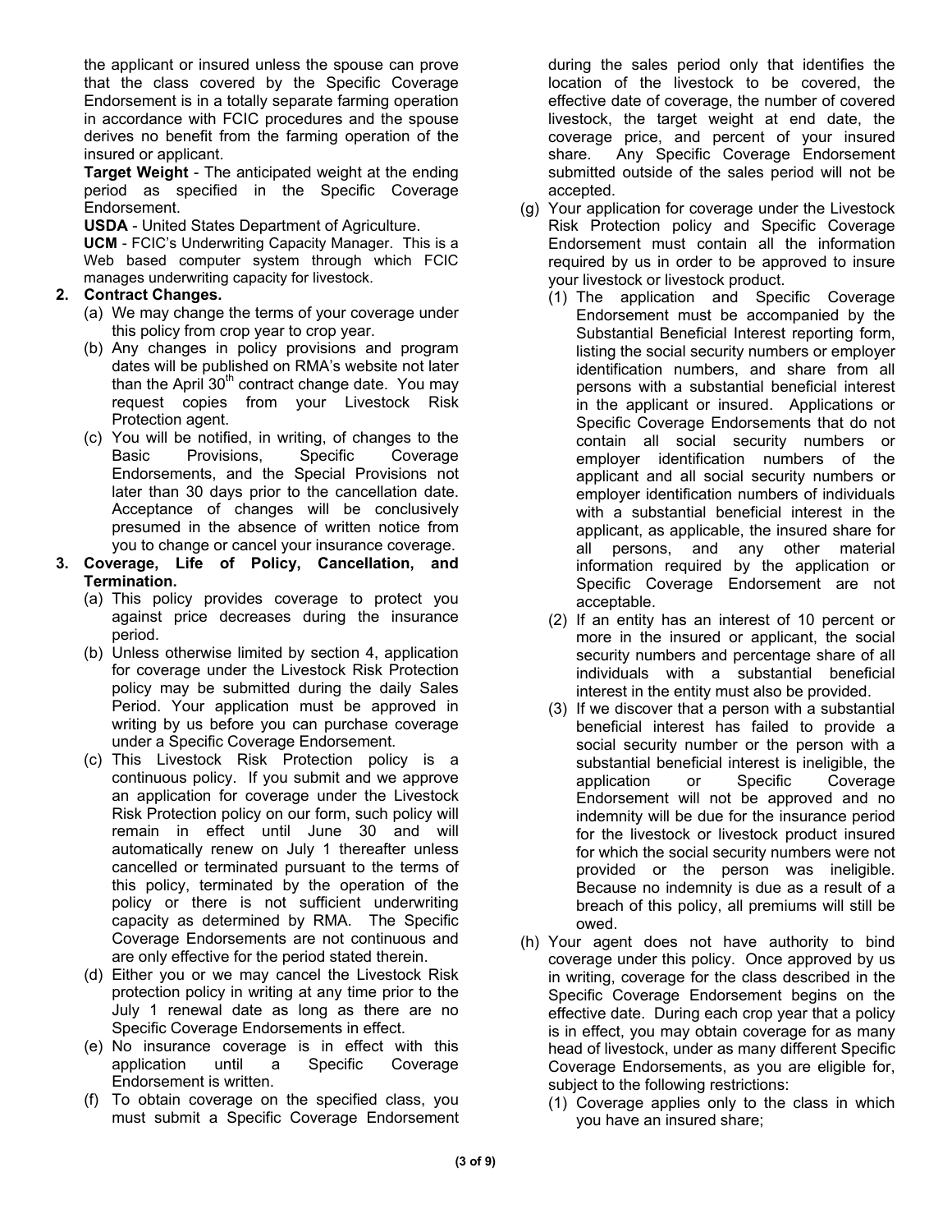the applicant or insured unless the spouse can prove that the class covered by the Specific Coverage Endorsement is in a totally separate farming operation in accordance with FCIC procedures and the spouse derives no benefit from the farming operation of the insured or applicant.

**Target Weight** - The anticipated weight at the ending period as specified in the Specific Coverage Endorsement.

**USDA** - United States Department of Agriculture.

**UCM** - FCIC's Underwriting Capacity Manager. This is a Web based computer system through which FCIC manages underwriting capacity for livestock.

**2. Contract Changes.**

(a) We may change the terms of your coverage under this policy from crop year to crop year.

(b) Any changes in policy provisions and program dates will be published on RMA's website not later than the April 30th contract change date. You may request copies from your Livestock Risk Protection agent.

(c) You will be notified, in writing, of changes to the Basic Provisions, Specific Coverage Endorsements, and the Special Provisions not later than 30 days prior to the cancellation date. Acceptance of changes will be conclusively presumed in the absence of written notice from you to change or cancel your insurance coverage.

**3. Coverage, Life of Policy, Cancellation, and Termination.**

(a) This policy provides coverage to protect you against price decreases during the insurance period.

(b) Unless otherwise limited by section 4, application for coverage under the Livestock Risk Protection policy may be submitted during the daily Sales Period. Your application must be approved in writing by us before you can purchase coverage under a Specific Coverage Endorsement.

(c) This Livestock Risk Protection policy is a continuous policy. If you submit and we approve an application for coverage under the Livestock Risk Protection policy on our form, such policy will remain in effect until June 30 and will automatically renew on July 1 thereafter unless cancelled or terminated pursuant to the terms of this policy, terminated by the operation of the policy or there is not sufficient underwriting capacity as determined by RMA. The Specific Coverage Endorsements are not continuous and are only effective for the period stated therein.

(d) Either you or we may cancel the Livestock Risk protection policy in writing at any time prior to the July 1 renewal date as long as there are no Specific Coverage Endorsements in effect.

(e) No insurance coverage is in effect with this application until a Specific Coverage Endorsement is written.

(f) To obtain coverage on the specified class, you must submit a Specific Coverage Endorsement during the sales period only that identifies the location of the livestock to be covered, the effective date of coverage, the number of covered livestock, the target weight at end date, the coverage price, and percent of your insured share. Any Specific Coverage Endorsement submitted outside of the sales period will not be accepted.

(g) Your application for coverage under the Livestock Risk Protection policy and Specific Coverage Endorsement must contain all the information required by us in order to be approved to insure your livestock or livestock product.

(1) The application and Specific Coverage Endorsement must be accompanied by the Substantial Beneficial Interest reporting form, listing the social security numbers or employer identification numbers, and share from all persons with a substantial beneficial interest in the applicant or insured. Applications or Specific Coverage Endorsements that do not contain all social security numbers or employer identification numbers of the applicant and all social security numbers or employer identification numbers of individuals with a substantial beneficial interest in the applicant, as applicable, the insured share for all persons, and any other material information required by the application or Specific Coverage Endorsement are not acceptable.

(2) If an entity has an interest of 10 percent or more in the insured or applicant, the social security numbers and percentage share of all individuals with a substantial beneficial interest in the entity must also be provided.

(3) If we discover that a person with a substantial beneficial interest has failed to provide a social security number or the person with a substantial beneficial interest is ineligible, the application or Specific Coverage Endorsement will not be approved and no indemnity will be due for the insurance period for the livestock or livestock product insured for which the social security numbers were not provided or the person was ineligible. Because no indemnity is due as a result of a breach of this policy, all premiums will still be owed.

(h) Your agent does not have authority to bind coverage under this policy. Once approved by us in writing, coverage for the class described in the Specific Coverage Endorsement begins on the effective date. During each crop year that a policy is in effect, you may obtain coverage for as many head of livestock, under as many different Specific Coverage Endorsements, as you are eligible for, subject to the following restrictions:

(1) Coverage applies only to the class in which you have an insured share;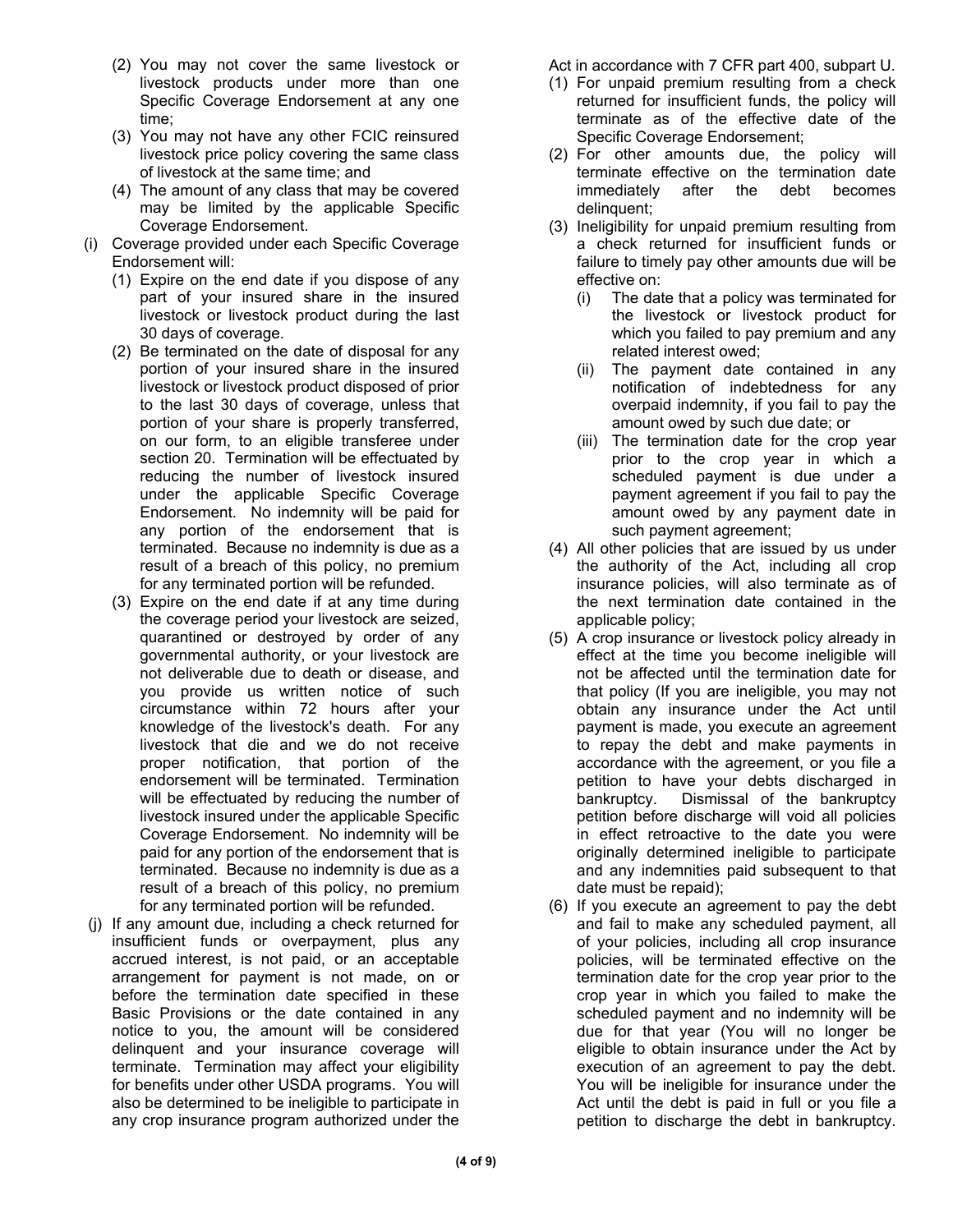(2) You may not cover the same livestock or livestock products under more than one Specific Coverage Endorsement at any one time;

(3) You may not have any other FCIC reinsured livestock price policy covering the same class of livestock at the same time; and

(4) The amount of any class that may be covered may be limited by the applicable Specific Coverage Endorsement.

(i) Coverage provided under each Specific Coverage Endorsement will:

(1) Expire on the end date if you dispose of any part of your insured share in the insured livestock or livestock product during the last 30 days of coverage.

(2) Be terminated on the date of disposal for any portion of your insured share in the insured livestock or livestock product disposed of prior to the last 30 days of coverage, unless that portion of your share is properly transferred, on our form, to an eligible transferee under section 20. Termination will be effectuated by reducing the number of livestock insured under the applicable Specific Coverage Endorsement. No indemnity will be paid for any portion of the endorsement that is terminated. Because no indemnity is due as a result of a breach of this policy, no premium for any terminated portion will be refunded.

(3) Expire on the end date if at any time during the coverage period your livestock are seized, quarantined or destroyed by order of any governmental authority, or your livestock are not deliverable due to death or disease, and you provide us written notice of such circumstance within 72 hours after your knowledge of the livestock's death. For any livestock that die and we do not receive proper notification, that portion of the endorsement will be terminated. Termination will be effectuated by reducing the number of livestock insured under the applicable Specific Coverage Endorsement. No indemnity will be paid for any portion of the endorsement that is terminated. Because no indemnity is due as a result of a breach of this policy, no premium for any terminated portion will be refunded.

(j) If any amount due, including a check returned for insufficient funds or overpayment, plus any accrued interest, is not paid, or an acceptable arrangement for payment is not made, on or before the termination date specified in these Basic Provisions or the date contained in any notice to you, the amount will be considered delinquent and your insurance coverage will terminate. Termination may affect your eligibility for benefits under other USDA programs. You will also be determined to be ineligible to participate in any crop insurance program authorized under the Act in accordance with 7 CFR part 400, subpart U.

(1) For unpaid premium resulting from a check returned for insufficient funds, the policy will terminate as of the effective date of the Specific Coverage Endorsement;

(2) For other amounts due, the policy will terminate effective on the termination date immediately after the debt becomes delinquent;

(3) Ineligibility for unpaid premium resulting from a check returned for insufficient funds or failure to timely pay other amounts due will be effective on:

(i) The date that a policy was terminated for the livestock or livestock product for which you failed to pay premium and any related interest owed;

(ii) The payment date contained in any notification of indebtedness for any overpaid indemnity, if you fail to pay the amount owed by such due date; or

(iii) The termination date for the crop year prior to the crop year in which a scheduled payment is due under a payment agreement if you fail to pay the amount owed by any payment date in such payment agreement;

(4) All other policies that are issued by us under the authority of the Act, including all crop insurance policies, will also terminate as of the next termination date contained in the applicable policy;

(5) A crop insurance or livestock policy already in effect at the time you become ineligible will not be affected until the termination date for that policy (If you are ineligible, you may not obtain any insurance under the Act until payment is made, you execute an agreement to repay the debt and make payments in accordance with the agreement, or you file a petition to have your debts discharged in bankruptcy. Dismissal of the bankruptcy petition before discharge will void all policies in effect retroactive to the date you were originally determined ineligible to participate and any indemnities paid subsequent to that date must be repaid);

(6) If you execute an agreement to pay the debt and fail to make any scheduled payment, all of your policies, including all crop insurance policies, will be terminated effective on the termination date for the crop year prior to the crop year in which you failed to make the scheduled payment and no indemnity will be due for that year (You will no longer be eligible to obtain insurance under the Act by execution of an agreement to pay the debt. You will be ineligible for insurance under the Act until the debt is paid in full or you file a petition to discharge the debt in bankruptcy.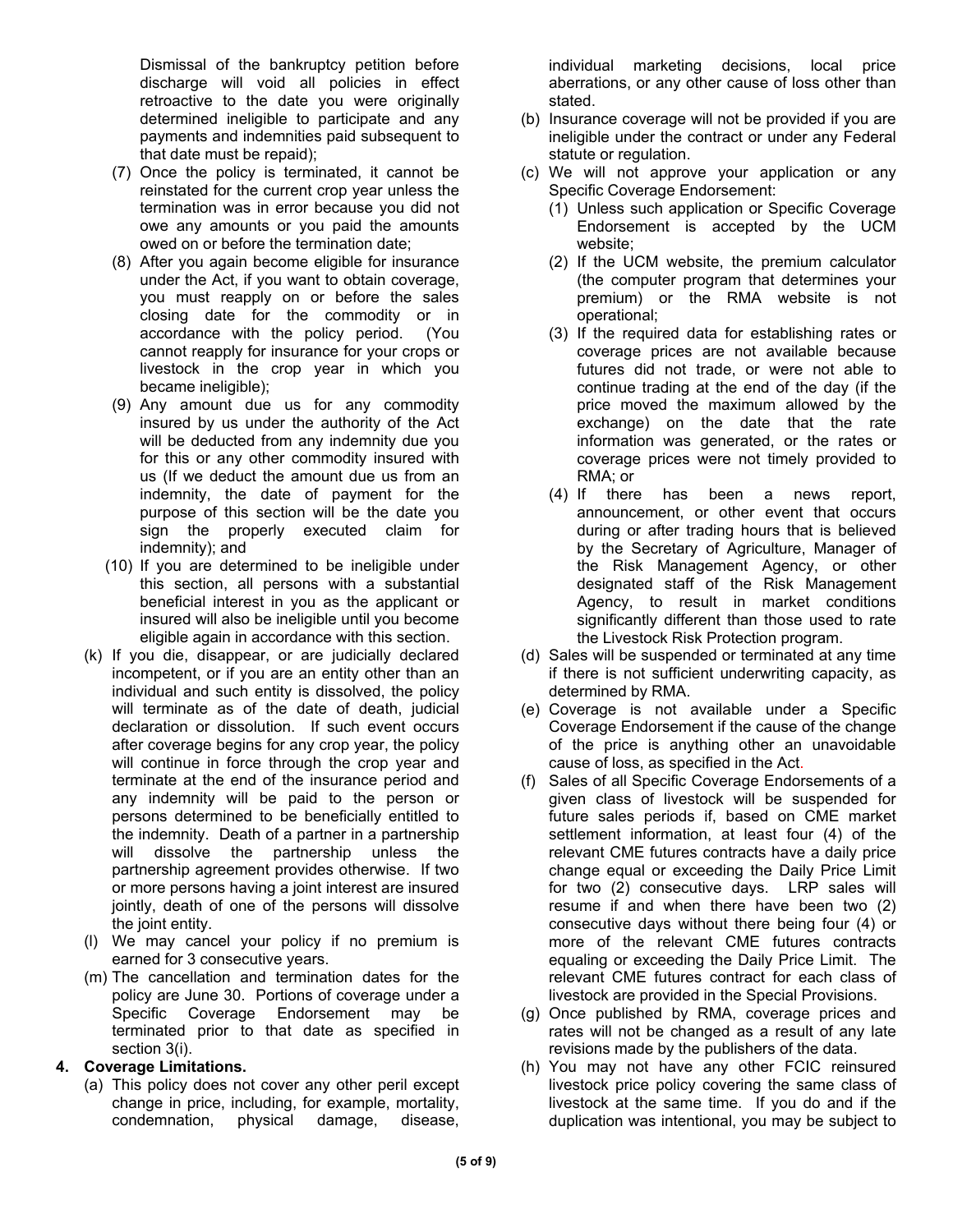Dismissal of the bankruptcy petition before discharge will void all policies in effect retroactive to the date you were originally determined ineligible to participate and any payments and indemnities paid subsequent to that date must be repaid);

(7) Once the policy is terminated, it cannot be reinstated for the current crop year unless the termination was in error because you did not owe any amounts or you paid the amounts owed on or before the termination date;

(8) After you again become eligible for insurance under the Act, if you want to obtain coverage, you must reapply on or before the sales closing date for the commodity or in accordance with the policy period. (You cannot reapply for insurance for your crops or livestock in the crop year in which you became ineligible);

(9) Any amount due us for any commodity insured by us under the authority of the Act will be deducted from any indemnity due you for this or any other commodity insured with us (If we deduct the amount due us from an indemnity, the date of payment for the purpose of this section will be the date you sign the properly executed claim for indemnity); and

(10) If you are determined to be ineligible under this section, all persons with a substantial beneficial interest in you as the applicant or insured will also be ineligible until you become eligible again in accordance with this section.

(k) If you die, disappear, or are judicially declared incompetent, or if you are an entity other than an individual and such entity is dissolved, the policy will terminate as of the date of death, judicial declaration or dissolution. If such event occurs after coverage begins for any crop year, the policy will continue in force through the crop year and terminate at the end of the insurance period and any indemnity will be paid to the person or persons determined to be beneficially entitled to the indemnity. Death of a partner in a partnership will dissolve the partnership unless the partnership agreement provides otherwise. If two or more persons having a joint interest are insured jointly, death of one of the persons will dissolve the joint entity.

(l) We may cancel your policy if no premium is earned for 3 consecutive years.

(m) The cancellation and termination dates for the policy are June 30. Portions of coverage under a Specific Coverage Endorsement may be terminated prior to that date as specified in section 3(i).

**4. Coverage Limitations.**

(a) This policy does not cover any other peril except change in price, including, for example, mortality, condemnation, physical damage, disease, individual marketing decisions, local price aberrations, or any other cause of loss other than stated.

(b) Insurance coverage will not be provided if you are ineligible under the contract or under any Federal statute or regulation.

(c) We will not approve your application or any Specific Coverage Endorsement:

(1) Unless such application or Specific Coverage Endorsement is accepted by the UCM website;

(2) If the UCM website, the premium calculator (the computer program that determines your premium) or the RMA website is not operational;

(3) If the required data for establishing rates or coverage prices are not available because futures did not trade, or were not able to continue trading at the end of the day (if the price moved the maximum allowed by the exchange) on the date that the rate information was generated, or the rates or coverage prices were not timely provided to RMA; or

(4) If there has been a news report, announcement, or other event that occurs during or after trading hours that is believed by the Secretary of Agriculture, Manager of the Risk Management Agency, or other designated staff of the Risk Management Agency, to result in market conditions significantly different than those used to rate the Livestock Risk Protection program.

(d) Sales will be suspended or terminated at any time if there is not sufficient underwriting capacity, as determined by RMA.

(e) Coverage is not available under a Specific Coverage Endorsement if the cause of the change of the price is anything other an unavoidable cause of loss, as specified in the Act.

(f) Sales of all Specific Coverage Endorsements of a given class of livestock will be suspended for future sales periods if, based on CME market settlement information, at least four (4) of the relevant CME futures contracts have a daily price change equal or exceeding the Daily Price Limit for two (2) consecutive days. LRP sales will resume if and when there have been two (2) consecutive days without there being four (4) or more of the relevant CME futures contracts equaling or exceeding the Daily Price Limit. The relevant CME futures contract for each class of livestock are provided in the Special Provisions.

(g) Once published by RMA, coverage prices and rates will not be changed as a result of any late revisions made by the publishers of the data.

(h) You may not have any other FCIC reinsured livestock price policy covering the same class of livestock at the same time. If you do and if the duplication was intentional, you may be subject to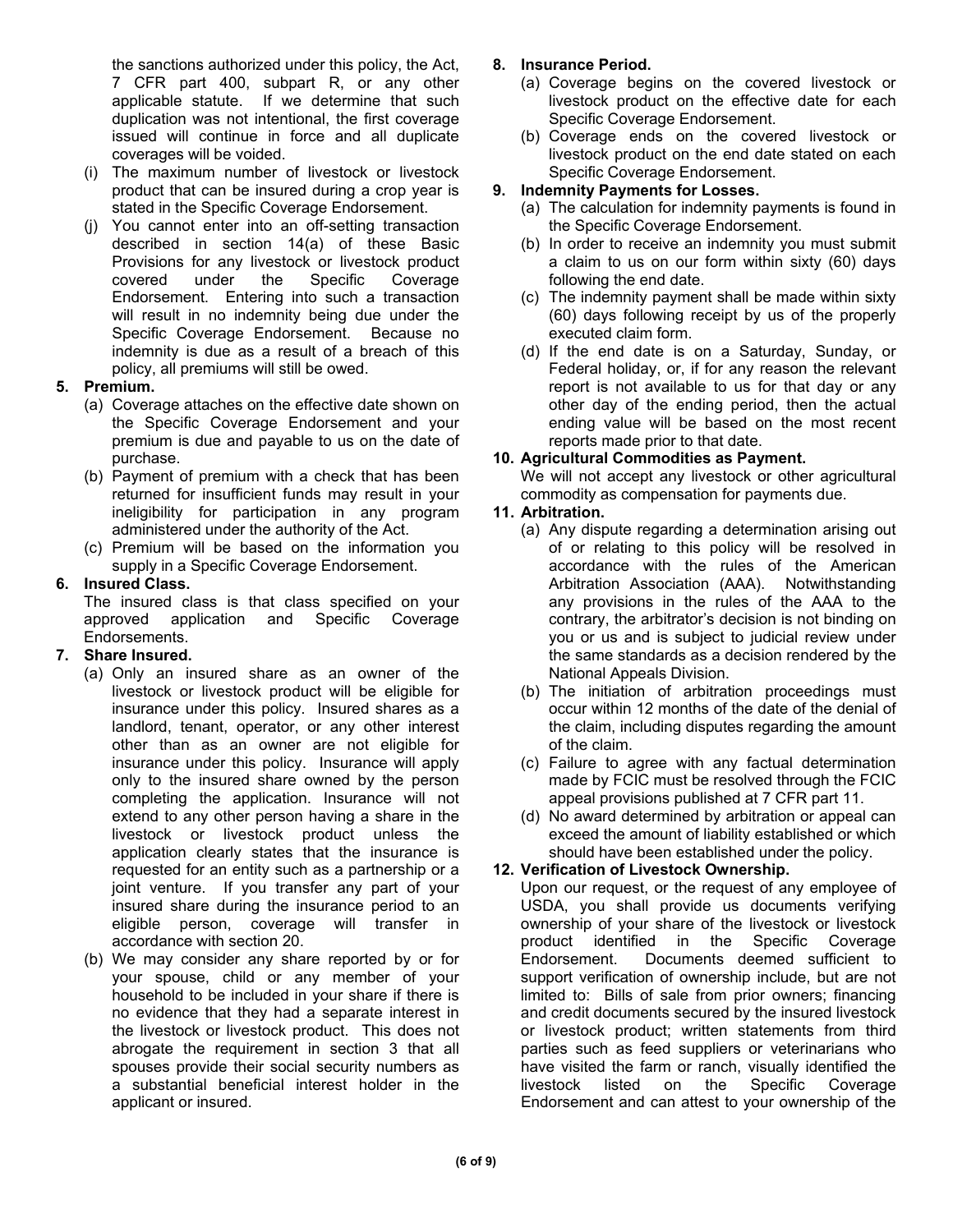the sanctions authorized under this policy, the Act, 7 CFR part 400, subpart R, or any other applicable statute. If we determine that such duplication was not intentional, the first coverage issued will continue in force and all duplicate coverages will be voided.

(i) The maximum number of livestock or livestock product that can be insured during a crop year is stated in the Specific Coverage Endorsement.

(j) You cannot enter into an off-setting transaction described in section 14(a) of these Basic Provisions for any livestock or livestock product covered under the Specific Coverage Endorsement. Entering into such a transaction will result in no indemnity being due under the Specific Coverage Endorsement. Because no indemnity is due as a result of a breach of this policy, all premiums will still be owed.

**5. Premium.**

(a) Coverage attaches on the effective date shown on the Specific Coverage Endorsement and your premium is due and payable to us on the date of purchase.

(b) Payment of premium with a check that has been returned for insufficient funds may result in your ineligibility for participation in any program administered under the authority of the Act.

(c) Premium will be based on the information you supply in a Specific Coverage Endorsement.

**6. Insured Class.**

The insured class is that class specified on your approved application and Specific Coverage Endorsements.

**7. Share Insured.**

(a) Only an insured share as an owner of the livestock or livestock product will be eligible for insurance under this policy. Insured shares as a landlord, tenant, operator, or any other interest other than as an owner are not eligible for insurance under this policy. Insurance will apply only to the insured share owned by the person completing the application. Insurance will not extend to any other person having a share in the livestock or livestock product unless the application clearly states that the insurance is requested for an entity such as a partnership or a joint venture. If you transfer any part of your insured share during the insurance period to an eligible person, coverage will transfer in accordance with section 20.

(b) We may consider any share reported by or for your spouse, child or any member of your household to be included in your share if there is no evidence that they had a separate interest in the livestock or livestock product. This does not abrogate the requirement in section 3 that all spouses provide their social security numbers as a substantial beneficial interest holder in the applicant or insured.

**8. Insurance Period.**

(a) Coverage begins on the covered livestock or livestock product on the effective date for each Specific Coverage Endorsement.

(b) Coverage ends on the covered livestock or livestock product on the end date stated on each Specific Coverage Endorsement.

**9. Indemnity Payments for Losses.**

(a) The calculation for indemnity payments is found in the Specific Coverage Endorsement.

(b) In order to receive an indemnity you must submit a claim to us on our form within sixty (60) days following the end date.

(c) The indemnity payment shall be made within sixty (60) days following receipt by us of the properly executed claim form.

(d) If the end date is on a Saturday, Sunday, or Federal holiday, or, if for any reason the relevant report is not available to us for that day or any other day of the ending period, then the actual ending value will be based on the most recent reports made prior to that date.

**10. Agricultural Commodities as Payment.**

We will not accept any livestock or other agricultural commodity as compensation for payments due.

**11. Arbitration.**

(a) Any dispute regarding a determination arising out of or relating to this policy will be resolved in accordance with the rules of the American Arbitration Association (AAA). Notwithstanding any provisions in the rules of the AAA to the contrary, the arbitrator's decision is not binding on you or us and is subject to judicial review under the same standards as a decision rendered by the National Appeals Division.

(b) The initiation of arbitration proceedings must occur within 12 months of the date of the denial of the claim, including disputes regarding the amount of the claim.

(c) Failure to agree with any factual determination made by FCIC must be resolved through the FCIC appeal provisions published at 7 CFR part 11.

(d) No award determined by arbitration or appeal can exceed the amount of liability established or which should have been established under the policy.

**12. Verification of Livestock Ownership.**

Upon our request, or the request of any employee of USDA, you shall provide us documents verifying ownership of your share of the livestock or livestock product identified in the Specific Coverage Endorsement. Documents deemed sufficient to support verification of ownership include, but are not limited to: Bills of sale from prior owners; financing and credit documents secured by the insured livestock or livestock product; written statements from third parties such as feed suppliers or veterinarians who have visited the farm or ranch, visually identified the livestock listed on the Specific Coverage Endorsement and can attest to your ownership of the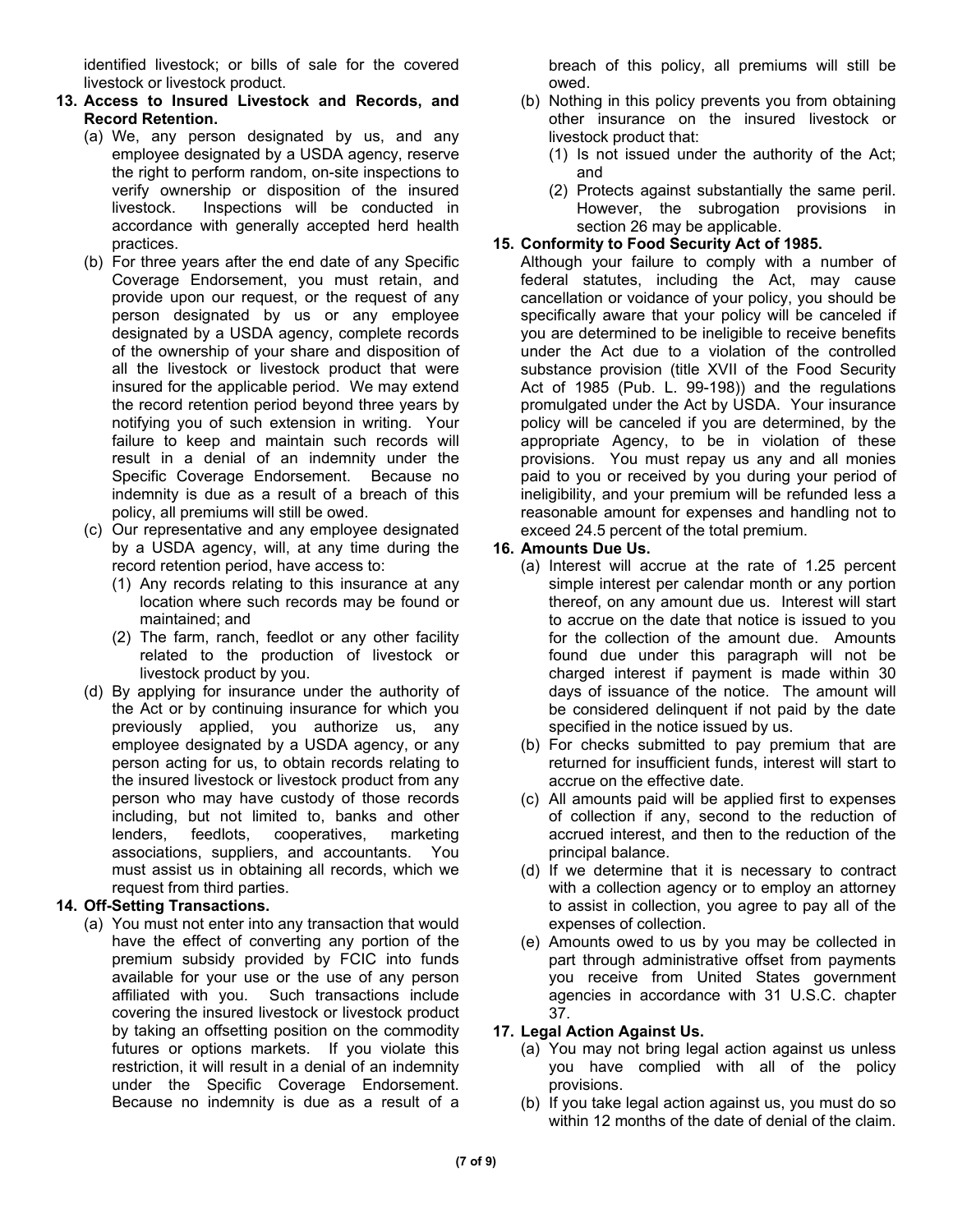identified livestock; or bills of sale for the covered livestock or livestock product.

**13. Access to Insured Livestock and Records, and Record Retention.**

(a) We, any person designated by us, and any employee designated by a USDA agency, reserve the right to perform random, on-site inspections to verify ownership or disposition of the insured livestock. Inspections will be conducted in accordance with generally accepted herd health practices.

(b) For three years after the end date of any Specific Coverage Endorsement, you must retain, and provide upon our request, or the request of any person designated by us or any employee designated by a USDA agency, complete records of the ownership of your share and disposition of all the livestock or livestock product that were insured for the applicable period. We may extend the record retention period beyond three years by notifying you of such extension in writing. Your failure to keep and maintain such records will result in a denial of an indemnity under the Specific Coverage Endorsement. Because no indemnity is due as a result of a breach of this policy, all premiums will still be owed.

(c) Our representative and any employee designated by a USDA agency, will, at any time during the record retention period, have access to:

(1) Any records relating to this insurance at any location where such records may be found or maintained; and

(2) The farm, ranch, feedlot or any other facility related to the production of livestock or livestock product by you.

(d) By applying for insurance under the authority of the Act or by continuing insurance for which you previously applied, you authorize us, any employee designated by a USDA agency, or any person acting for us, to obtain records relating to the insured livestock or livestock product from any person who may have custody of those records including, but not limited to, banks and other lenders, feedlots, cooperatives, marketing associations, suppliers, and accountants. You must assist us in obtaining all records, which we request from third parties.

**14. Off-Setting Transactions.**

(a) You must not enter into any transaction that would have the effect of converting any portion of the premium subsidy provided by FCIC into funds available for your use or the use of any person affiliated with you. Such transactions include covering the insured livestock or livestock product by taking an offsetting position on the commodity futures or options markets. If you violate this restriction, it will result in a denial of an indemnity under the Specific Coverage Endorsement. Because no indemnity is due as a result of a breach of this policy, all premiums will still be owed.

(b) Nothing in this policy prevents you from obtaining other insurance on the insured livestock or livestock product that:

(1) Is not issued under the authority of the Act; and

(2) Protects against substantially the same peril. However, the subrogation provisions in section 26 may be applicable.

**15. Conformity to Food Security Act of 1985.**

Although your failure to comply with a number of federal statutes, including the Act, may cause cancellation or voidance of your policy, you should be specifically aware that your policy will be canceled if you are determined to be ineligible to receive benefits under the Act due to a violation of the controlled substance provision (title XVII of the Food Security Act of 1985 (Pub. L. 99-198)) and the regulations promulgated under the Act by USDA. Your insurance policy will be canceled if you are determined, by the appropriate Agency, to be in violation of these provisions. You must repay us any and all monies paid to you or received by you during your period of ineligibility, and your premium will be refunded less a reasonable amount for expenses and handling not to exceed 24.5 percent of the total premium.

**16. Amounts Due Us.**

(a) Interest will accrue at the rate of 1.25 percent simple interest per calendar month or any portion thereof, on any amount due us. Interest will start to accrue on the date that notice is issued to you for the collection of the amount due. Amounts found due under this paragraph will not be charged interest if payment is made within 30 days of issuance of the notice. The amount will be considered delinquent if not paid by the date specified in the notice issued by us.

(b) For checks submitted to pay premium that are returned for insufficient funds, interest will start to accrue on the effective date.

(c) All amounts paid will be applied first to expenses of collection if any, second to the reduction of accrued interest, and then to the reduction of the principal balance.

(d) If we determine that it is necessary to contract with a collection agency or to employ an attorney to assist in collection, you agree to pay all of the expenses of collection.

(e) Amounts owed to us by you may be collected in part through administrative offset from payments you receive from United States government agencies in accordance with 31 U.S.C. chapter 37.

**17. Legal Action Against Us.**

(a) You may not bring legal action against us unless you have complied with all of the policy provisions.

(b) If you take legal action against us, you must do so within 12 months of the date of denial of the claim.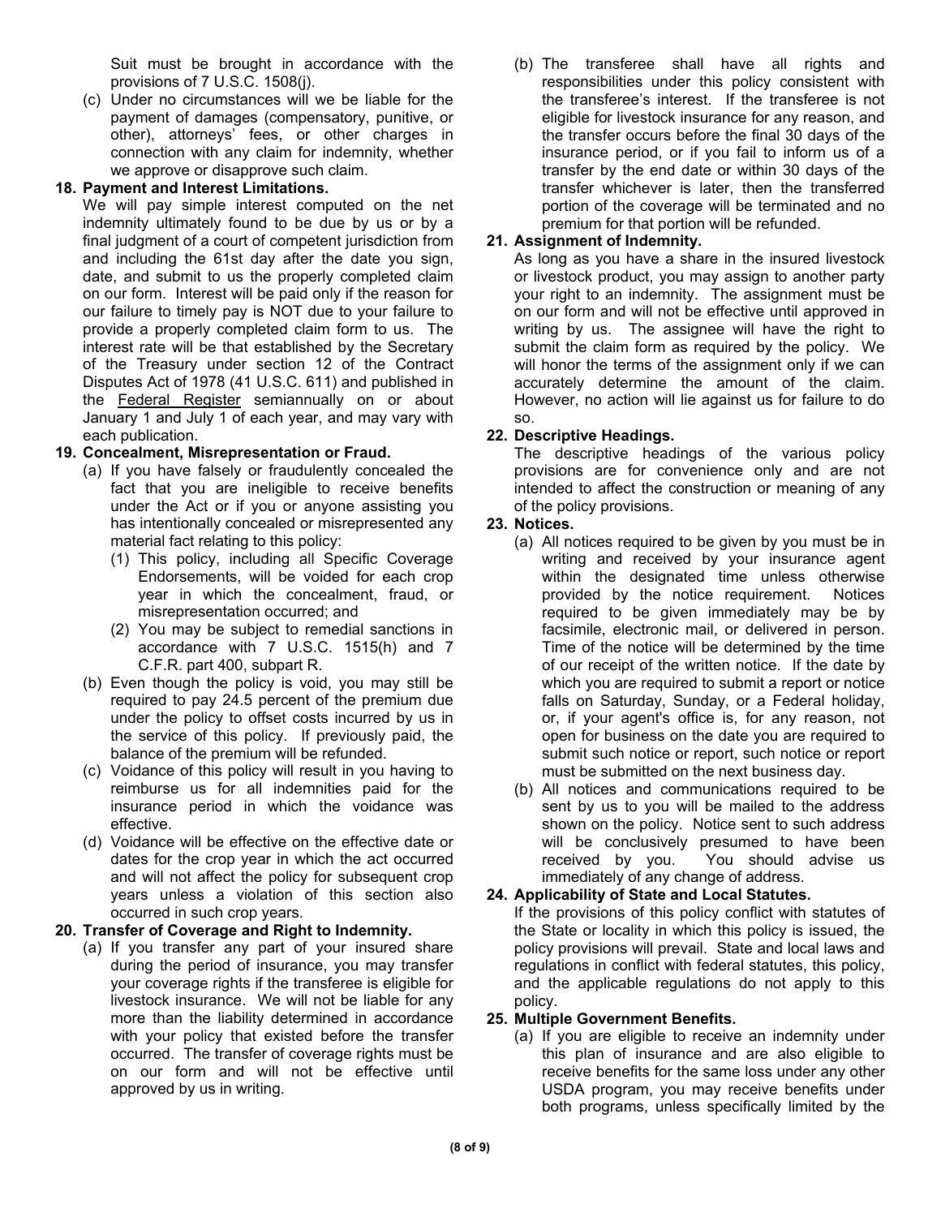Suit must be brought in accordance with the provisions of 7 U.S.C. 1508(j).

(c) Under no circumstances will we be liable for the payment of damages (compensatory, punitive, or other), attorneys' fees, or other charges in connection with any claim for indemnity, whether we approve or disapprove such claim.

**18. Payment and Interest Limitations.**

We will pay simple interest computed on the net indemnity ultimately found to be due by us or by a final judgment of a court of competent jurisdiction from and including the 61st day after the date you sign, date, and submit to us the properly completed claim on our form. Interest will be paid only if the reason for our failure to timely pay is NOT due to your failure to provide a properly completed claim form to us. The interest rate will be that established by the Secretary of the Treasury under section 12 of the Contract Disputes Act of 1978 (41 U.S.C. 611) and published in the Federal Register semiannually on or about January 1 and July 1 of each year, and may vary with each publication.

**19. Concealment, Misrepresentation or Fraud.**

(a) If you have falsely or fraudulently concealed the fact that you are ineligible to receive benefits under the Act or if you or anyone assisting you has intentionally concealed or misrepresented any material fact relating to this policy:

(1) This policy, including all Specific Coverage Endorsements, will be voided for each crop year in which the concealment, fraud, or misrepresentation occurred; and

(2) You may be subject to remedial sanctions in accordance with 7 U.S.C. 1515(h) and 7 C.F.R. part 400, subpart R.

(b) Even though the policy is void, you may still be required to pay 24.5 percent of the premium due under the policy to offset costs incurred by us in the service of this policy. If previously paid, the balance of the premium will be refunded.

(c) Voidance of this policy will result in you having to reimburse us for all indemnities paid for the insurance period in which the voidance was effective.

(d) Voidance will be effective on the effective date or dates for the crop year in which the act occurred and will not affect the policy for subsequent crop years unless a violation of this section also occurred in such crop years.

**20. Transfer of Coverage and Right to Indemnity.**

(a) If you transfer any part of your insured share during the period of insurance, you may transfer your coverage rights if the transferee is eligible for livestock insurance. We will not be liable for any more than the liability determined in accordance with your policy that existed before the transfer occurred. The transfer of coverage rights must be on our form and will not be effective until approved by us in writing.

(b) The transferee shall have all rights and responsibilities under this policy consistent with the transferee's interest. If the transferee is not eligible for livestock insurance for any reason, and the transfer occurs before the final 30 days of the insurance period, or if you fail to inform us of a transfer by the end date or within 30 days of the transfer whichever is later, then the transferred portion of the coverage will be terminated and no premium for that portion will be refunded.

**21. Assignment of Indemnity.**

As long as you have a share in the insured livestock or livestock product, you may assign to another party your right to an indemnity. The assignment must be on our form and will not be effective until approved in writing by us. The assignee will have the right to submit the claim form as required by the policy. We will honor the terms of the assignment only if we can accurately determine the amount of the claim. However, no action will lie against us for failure to do so.

**22. Descriptive Headings.**

The descriptive headings of the various policy provisions are for convenience only and are not intended to affect the construction or meaning of any of the policy provisions.

**23. Notices.**

(a) All notices required to be given by you must be in writing and received by your insurance agent within the designated time unless otherwise provided by the notice requirement. Notices required to be given immediately may be by facsimile, electronic mail, or delivered in person. Time of the notice will be determined by the time of our receipt of the written notice. If the date by which you are required to submit a report or notice falls on Saturday, Sunday, or a Federal holiday, or, if your agent's office is, for any reason, not open for business on the date you are required to submit such notice or report, such notice or report must be submitted on the next business day.

(b) All notices and communications required to be sent by us to you will be mailed to the address shown on the policy. Notice sent to such address will be conclusively presumed to have been received by you. You should advise us immediately of any change of address.

**24. Applicability of State and Local Statutes.**

If the provisions of this policy conflict with statutes of the State or locality in which this policy is issued, the policy provisions will prevail. State and local laws and regulations in conflict with federal statutes, this policy, and the applicable regulations do not apply to this policy.

**25. Multiple Government Benefits.**

(a) If you are eligible to receive an indemnity under this plan of insurance and are also eligible to receive benefits for the same loss under any other USDA program, you may receive benefits under both programs, unless specifically limited by the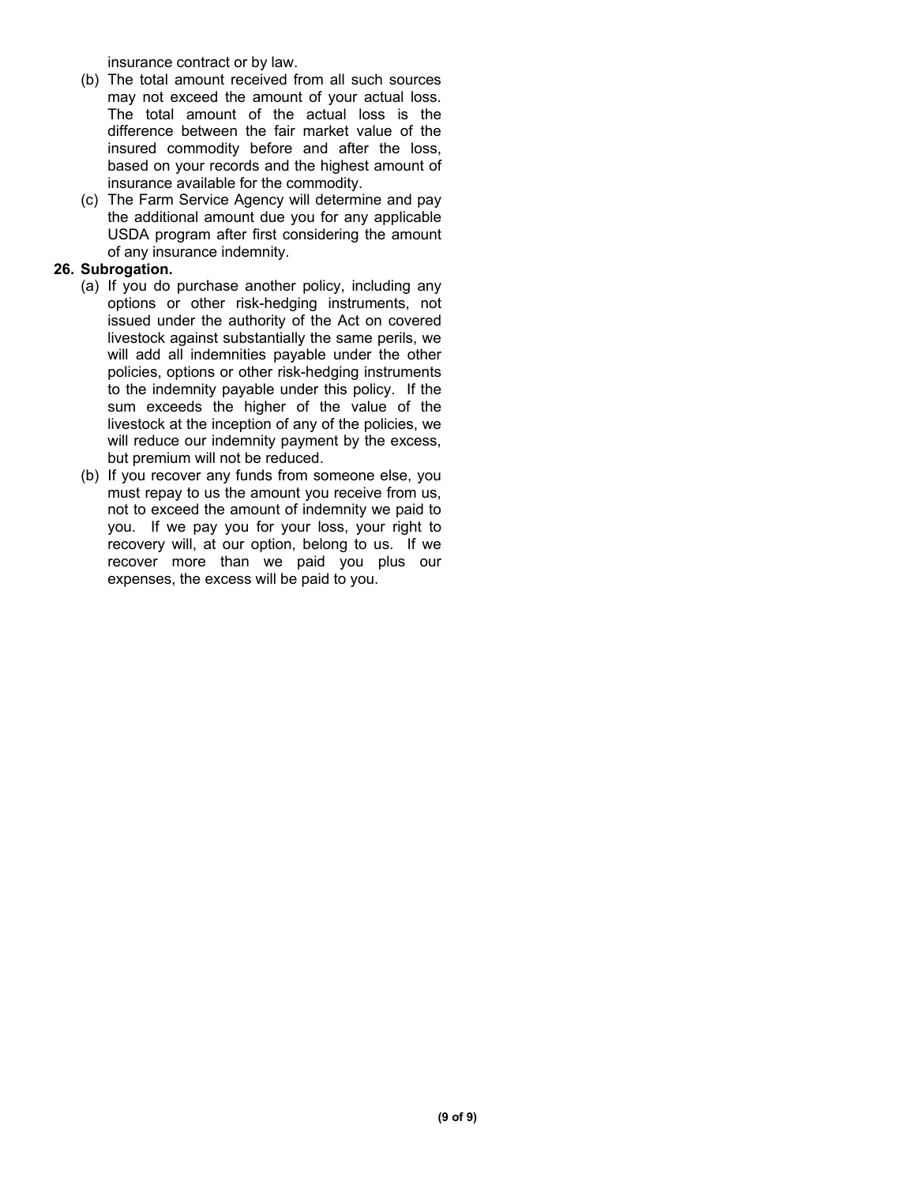insurance contract or by law.

(b) The total amount received from all such sources may not exceed the amount of your actual loss. The total amount of the actual loss is the difference between the fair market value of the insured commodity before and after the loss, based on your records and the highest amount of insurance available for the commodity.

(c) The Farm Service Agency will determine and pay the additional amount due you for any applicable USDA program after first considering the amount of any insurance indemnity.

**26. Subrogation.**

(a) If you do purchase another policy, including any options or other risk-hedging instruments, not issued under the authority of the Act on covered livestock against substantially the same perils, we will add all indemnities payable under the other policies, options or other risk-hedging instruments to the indemnity payable under this policy. If the sum exceeds the higher of the value of the livestock at the inception of any of the policies, we will reduce our indemnity payment by the excess, but premium will not be reduced.

(b) If you recover any funds from someone else, you must repay to us the amount you receive from us, not to exceed the amount of indemnity we paid to you. If we pay you for your loss, your right to recovery will, at our option, belong to us. If we recover more than we paid you plus our expenses, the excess will be paid to you.